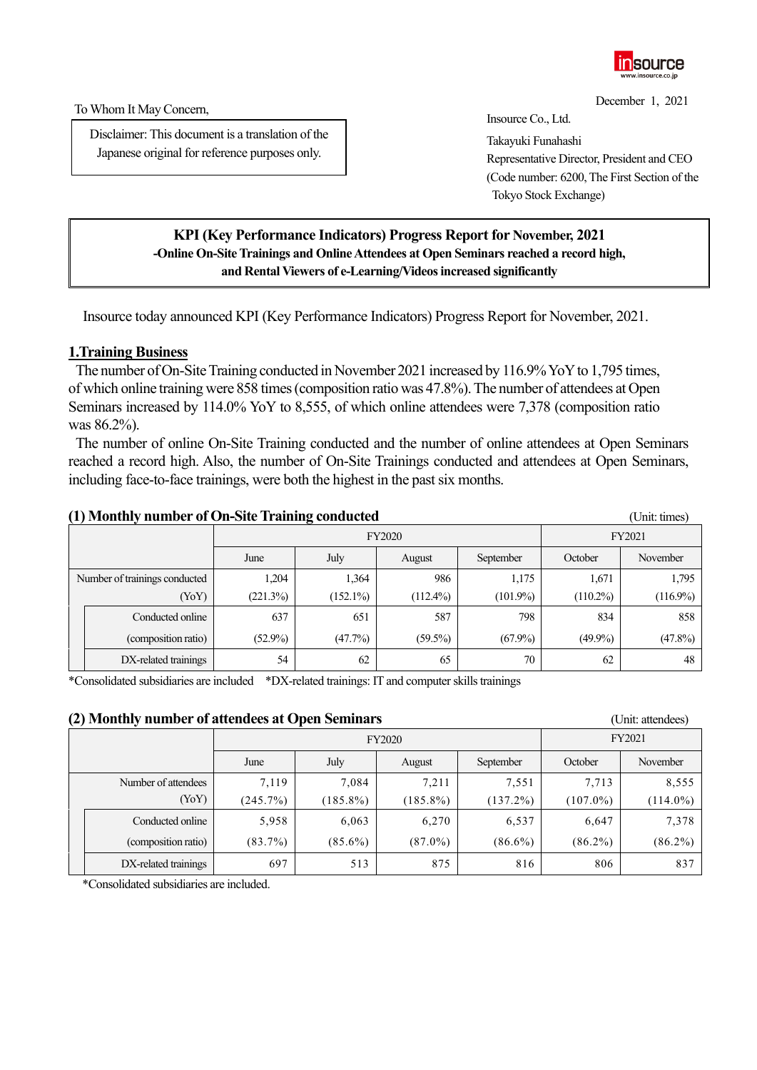December 1, 2021

To Whom It May Concern,

Disclaimer: This document is a translation of the Japanese original for reference purposes only.

Insource Co., Ltd.
Takayuki Funahashi
Representative Director, President and CEO
(Code number: 6200, The First Section of the Tokyo Stock Exchange)

**KPI (Key Performance Indicators) Progress Report for November, 2021**
**-Online On-Site Trainings and Online Attendees at Open Seminars reached a record high, and Rental Viewers of e-Learning/Videos increased significantly**

Insource today announced KPI (Key Performance Indicators) Progress Report for November, 2021.

## 1.Training Business

The number of On-Site Training conducted in November 2021 increased by 116.9% YoY to 1,795 times, of which online training were 858 times (composition ratio was 47.8%). The number of attendees at Open Seminars increased by 114.0% YoY to 8,555, of which online attendees were 7,378 (composition ratio was 86.2%).

The number of online On-Site Training conducted and the number of online attendees at Open Seminars reached a record high. Also, the number of On-Site Trainings conducted and attendees at Open Seminars, including face-to-face trainings, were both the highest in the past six months.

### (1) Monthly number of On-Site Training conducted

(Unit: times)

| | FY2020 | | | | FY2021 | |
|---|---|---|---|---|---|---|
| | June | July | August | September | October | November |
| Number of trainings conducted | 1,204 | 1,364 | 986 | 1,175 | 1,671 | 1,795 |
| (YoY) | (221.3%) | (152.1%) | (112.4%) | (101.9%) | (110.2%) | (116.9%) |
| Conducted online | 637 | 651 | 587 | 798 | 834 | 858 |
| (composition ratio) | (52.9%) | (47.7%) | (59.5%) | (67.9%) | (49.9%) | (47.8%) |
| DX-related trainings | 54 | 62 | 65 | 70 | 62 | 48 |

*Consolidated subsidiaries are included *DX-related trainings: IT and computer skills trainings

### (2) Monthly number of attendees at Open Seminars

(Unit: attendees)

| | FY2020 | | | | FY2021 | |
|---|---|---|---|---|---|---|
| | June | July | August | September | October | November |
| Number of attendees | 7,119 | 7,084 | 7,211 | 7,551 | 7,713 | 8,555 |
| (YoY) | (245.7%) | (185.8%) | (185.8%) | (137.2%) | (107.0%) | (114.0%) |
| Conducted online | 5,958 | 6,063 | 6,270 | 6,537 | 6,647 | 7,378 |
| (composition ratio) | (83.7%) | (85.6%) | (87.0%) | (86.6%) | (86.2%) | (86.2%) |
| DX-related trainings | 697 | 513 | 875 | 816 | 806 | 837 |

*Consolidated subsidiaries are included.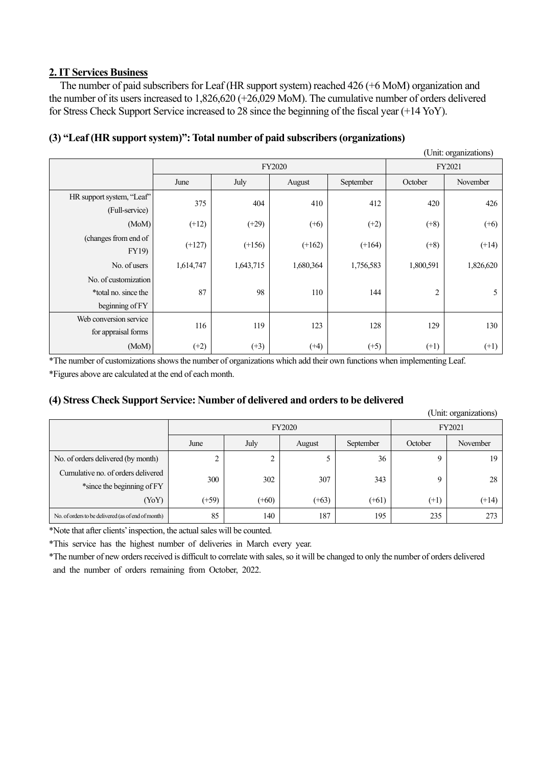## 2. IT Services Business

The number of paid subscribers for Leaf (HR support system) reached 426 (+6 MoM) organization and the number of its users increased to 1,826,620 (+26,029 MoM). The cumulative number of orders delivered for Stress Check Support Service increased to 28 since the beginning of the fiscal year (+14 YoY).

### (3) "Leaf (HR support system)": Total number of paid subscribers (organizations)

(Unit: organizations)

| | FY2020 | | | | FY2021 | |
|---|---|---|---|---|---|---|
| | June | July | August | September | October | November |
| HR support system, "Leaf" (Full-service) | 375 | 404 | 410 | 412 | 420 | 426 |
| (MoM) | (+12) | (+29) | (+6) | (+2) | (+8) | (+6) |
| (changes from end of FY19) | (+127) | (+156) | (+162) | (+164) | (+8) | (+14) |
| No. of users | 1,614,747 | 1,643,715 | 1,680,364 | 1,756,583 | 1,800,591 | 1,826,620 |
| No. of customization *total no. since the beginning of FY | 87 | 98 | 110 | 144 | 2 | 5 |
| Web conversion service for appraisal forms | 116 | 119 | 123 | 128 | 129 | 130 |
| (MoM) | (+2) | (+3) | (+4) | (+5) | (+1) | (+1) |

*The number of customizations shows the number of organizations which add their own functions when implementing Leaf.

*Figures above are calculated at the end of each month.

### (4) Stress Check Support Service: Number of delivered and orders to be delivered

(Unit: organizations)

| | FY2020 | | | | FY2021 | |
|---|---|---|---|---|---|---|
| | June | July | August | September | October | November |
| No. of orders delivered (by month) | 2 | 2 | 5 | 36 | 9 | 19 |
| Cumulative no. of orders delivered *since the beginning of FY | 300 | 302 | 307 | 343 | 9 | 28 |
| (YoY) | (+59) | (+60) | (+63) | (+61) | (+1) | (+14) |
| No. of orders to be delivered (as of end of month) | 85 | 140 | 187 | 195 | 235 | 273 |

*Note that after clients' inspection, the actual sales will be counted.

*This service has the highest number of deliveries in March every year.

*The number of new orders received is difficult to correlate with sales, so it will be changed to only the number of orders delivered and the number of orders remaining from October, 2022.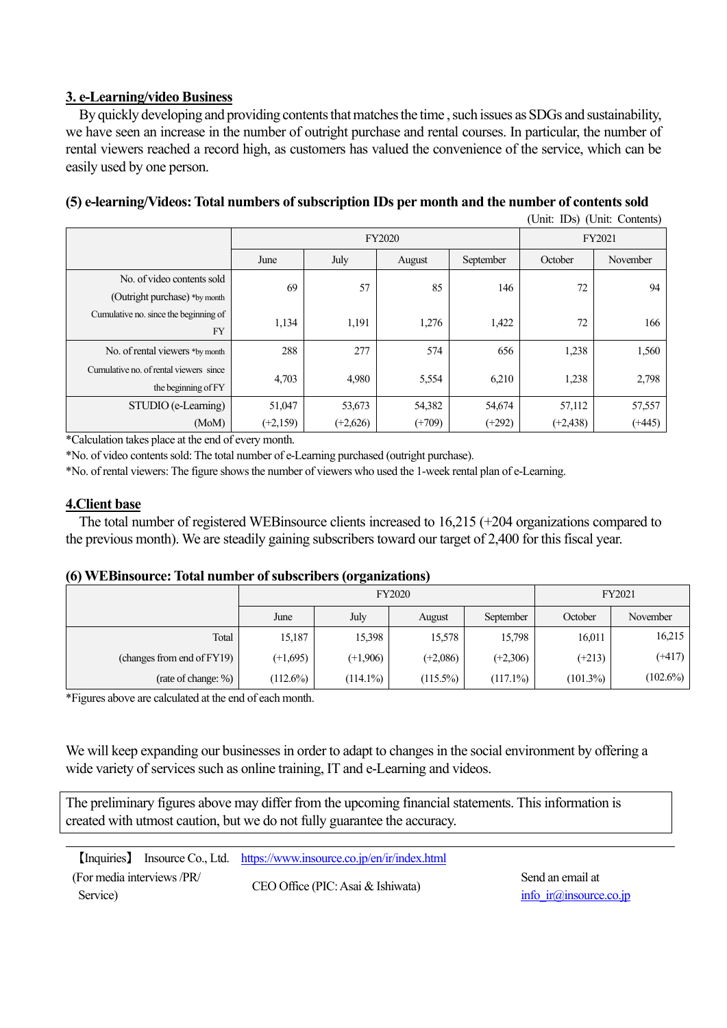## 3. e-Learning/video Business

By quickly developing and providing contents that matches the time , such issues as SDGs and sustainability, we have seen an increase in the number of outright purchase and rental courses. In particular, the number of rental viewers reached a record high, as customers has valued the convenience of the service, which can be easily used by one person.

### (5) e-learning/Videos: Total numbers of subscription IDs per month and the number of contents sold

(Unit: IDs) (Unit: Contents)

| | FY2020 | | | | FY2021 | |
|---|---|---|---|---|---|---|
| | June | July | August | September | October | November |
| No. of video contents sold (Outright purchase) *by month | 69 | 57 | 85 | 146 | 72 | 94 |
| Cumulative no. since the beginning of FY | 1,134 | 1,191 | 1,276 | 1,422 | 72 | 166 |
| No. of rental viewers *by month | 288 | 277 | 574 | 656 | 1,238 | 1,560 |
| Cumulative no. of rental viewers since the beginning of FY | 4,703 | 4,980 | 5,554 | 6,210 | 1,238 | 2,798 |
| STUDIO (e-Learning) | 51,047 | 53,673 | 54,382 | 54,674 | 57,112 | 57,557 |
| (MoM) | (+2,159) | (+2,626) | (+709) | (+292) | (+2,438) | (+445) |

*Calculation takes place at the end of every month.
*No. of video contents sold: The total number of e-Learning purchased (outright purchase).
*No. of rental viewers: The figure shows the number of viewers who used the 1-week rental plan of e-Learning.

## 4.Client base

The total number of registered WEBinsource clients increased to 16,215 (+204 organizations compared to the previous month). We are steadily gaining subscribers toward our target of 2,400 for this fiscal year.

### (6) WEBinsource: Total number of subscribers (organizations)

| | FY2020 | | | | FY2021 | |
|---|---|---|---|---|---|---|
| | June | July | August | September | October | November |
| Total | 15,187 | 15,398 | 15,578 | 15,798 | 16,011 | 16,215 |
| (changes from end of FY19) | (+1,695) | (+1,906) | (+2,086) | (+2,306) | (+213) | (+417) |
| (rate of change: %) | (112.6%) | (114.1%) | (115.5%) | (117.1%) | (101.3%) | (102.6%) |

*Figures above are calculated at the end of each month.

We will keep expanding our businesses in order to adapt to changes in the social environment by offering a wide variety of services such as online training, IT and e-Learning and videos.

The preliminary figures above may differ from the upcoming financial statements. This information is created with utmost caution, but we do not fully guarantee the accuracy.

【Inquiries】 Insource Co., Ltd. https://www.insource.co.jp/en/ir/index.html

(For media interviews /PR/ Service) CEO Office (PIC: Asai & Ishiwata) Send an email at info_ir@insource.co.jp